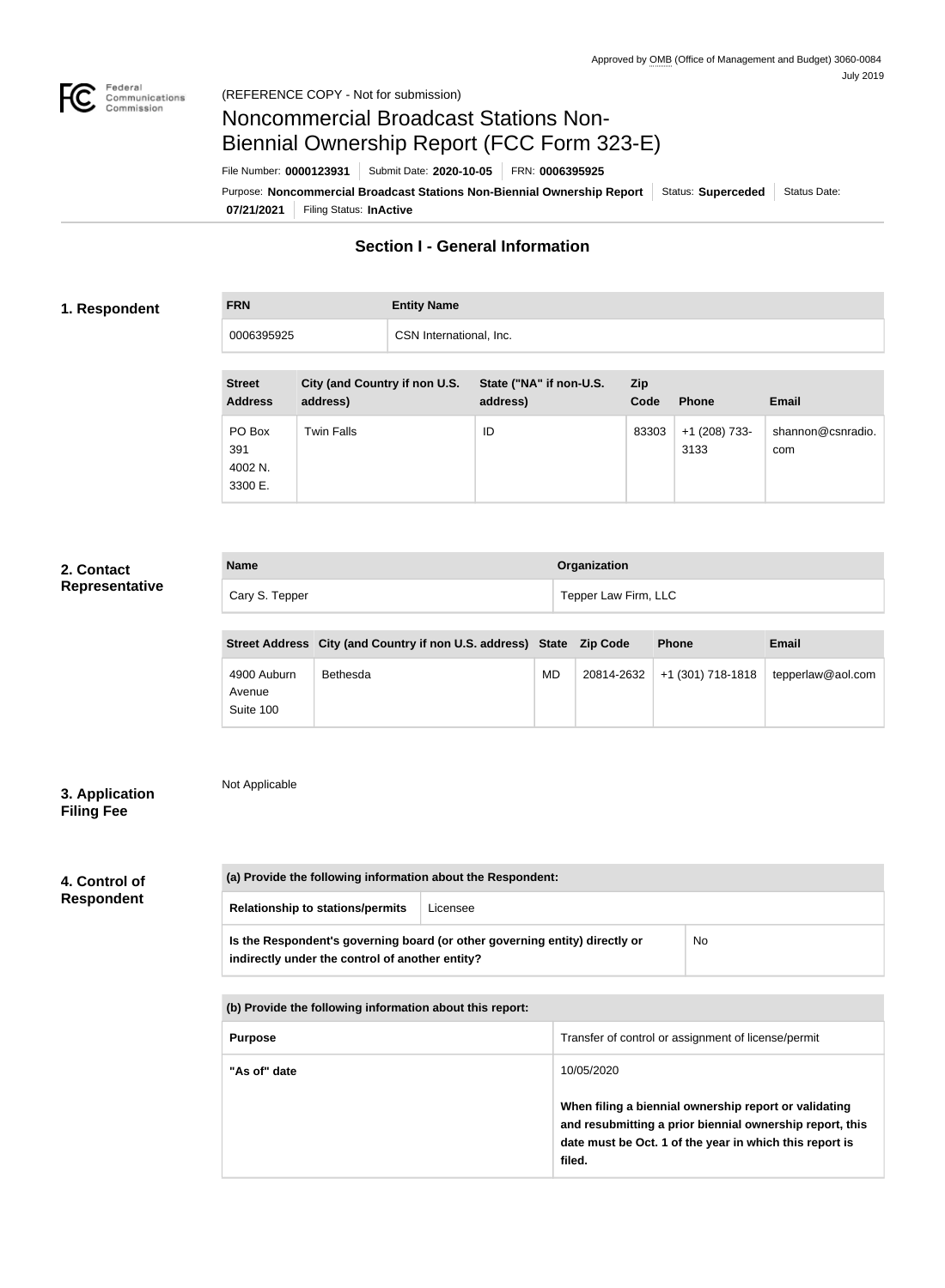Approved by OMB (Office of Management and Budget) 3060-0084
July 2019

(REFERENCE COPY - Not for submission)

# Noncommercial Broadcast Stations Non-Biennial Ownership Report (FCC Form 323-E)

File Number: **0000123931** | Submit Date: **2020-10-05** | FRN: **0006395925**

Purpose: **Noncommercial Broadcast Stations Non-Biennial Ownership Report** | Status: **Superceded** | Status Date: **07/21/2021** | Filing Status: **InActive**

## Section I - General Information

### 1. Respondent

| FRN | Entity Name |
|---|---|
| 0006395925 | CSN International, Inc. |

| Street Address | City (and Country if non U.S. address) | State ("NA" if non-U.S. address) | Zip Code | Phone | Email |
|---|---|---|---|---|---|
| PO Box 391 4002 N. 3300 E. | Twin Falls | ID | 83303 | +1 (208) 733-3133 | shannon@csnradio.com |

### 2. Contact Representative

| Name | Organization |
|---|---|
| Cary S. Tepper | Tepper Law Firm, LLC |

| Street Address | City (and Country if non U.S. address) | State | Zip Code | Phone | Email |
|---|---|---|---|---|---|
| 4900 Auburn Avenue Suite 100 | Bethesda | MD | 20814-2632 | +1 (301) 718-1818 | tepperlaw@aol.com |

### 3. Application Filing Fee

Not Applicable

### 4. Control of Respondent

| (a) Provide the following information about the Respondent: | |
|---|---|
| Relationship to stations/permits | Licensee |
| **Is the Respondent's governing board (or other governing entity) directly or indirectly under the control of another entity?** | No |

| (b) Provide the following information about this report: | |
|---|---|
| **Purpose** | Transfer of control or assignment of license/permit |
| **"As of" date** | 10/05/2020<br><br>**When filing a biennial ownership report or validating and resubmitting a prior biennial ownership report, this date must be Oct. 1 of the year in which this report is filed.** |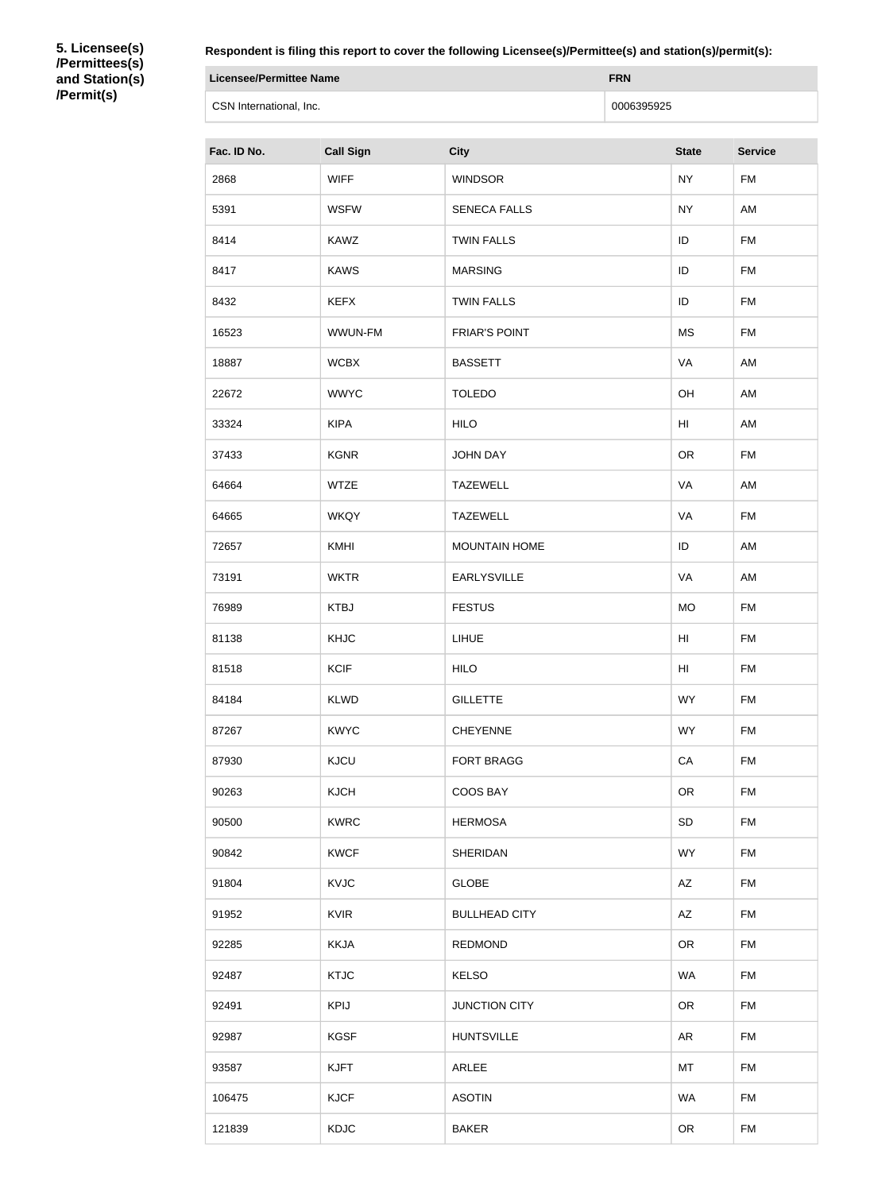**5. Licensee(s) /Permittees(s) and Station(s) /Permit(s)**

**Respondent is filing this report to cover the following Licensee(s)/Permittee(s) and station(s)/permit(s):**

| Licensee/Permittee Name | FRN |
| --- | --- |
| CSN International, Inc. | 0006395925 |

| Fac. ID No. | Call Sign | City | State | Service |
| --- | --- | --- | --- | --- |
| 2868 | WIFF | WINDSOR | NY | FM |
| 5391 | WSFW | SENECA FALLS | NY | AM |
| 8414 | KAWZ | TWIN FALLS | ID | FM |
| 8417 | KAWS | MARSING | ID | FM |
| 8432 | KEFX | TWIN FALLS | ID | FM |
| 16523 | WWUN-FM | FRIAR'S POINT | MS | FM |
| 18887 | WCBX | BASSETT | VA | AM |
| 22672 | WWYC | TOLEDO | OH | AM |
| 33324 | KIPA | HILO | HI | AM |
| 37433 | KGNR | JOHN DAY | OR | FM |
| 64664 | WTZE | TAZEWELL | VA | AM |
| 64665 | WKQY | TAZEWELL | VA | FM |
| 72657 | KMHI | MOUNTAIN HOME | ID | AM |
| 73191 | WKTR | EARLYSVILLE | VA | AM |
| 76989 | KTBJ | FESTUS | MO | FM |
| 81138 | KHJC | LIHUE | HI | FM |
| 81518 | KCIF | HILO | HI | FM |
| 84184 | KLWD | GILLETTE | WY | FM |
| 87267 | KWYC | CHEYENNE | WY | FM |
| 87930 | KJCU | FORT BRAGG | CA | FM |
| 90263 | KJCH | COOS BAY | OR | FM |
| 90500 | KWRC | HERMOSA | SD | FM |
| 90842 | KWCF | SHERIDAN | WY | FM |
| 91804 | KVJC | GLOBE | AZ | FM |
| 91952 | KVIR | BULLHEAD CITY | AZ | FM |
| 92285 | KKJA | REDMOND | OR | FM |
| 92487 | KTJC | KELSO | WA | FM |
| 92491 | KPIJ | JUNCTION CITY | OR | FM |
| 92987 | KGSF | HUNTSVILLE | AR | FM |
| 93587 | KJFT | ARLEE | MT | FM |
| 106475 | KJCF | ASOTIN | WA | FM |
| 121839 | KDJC | BAKER | OR | FM |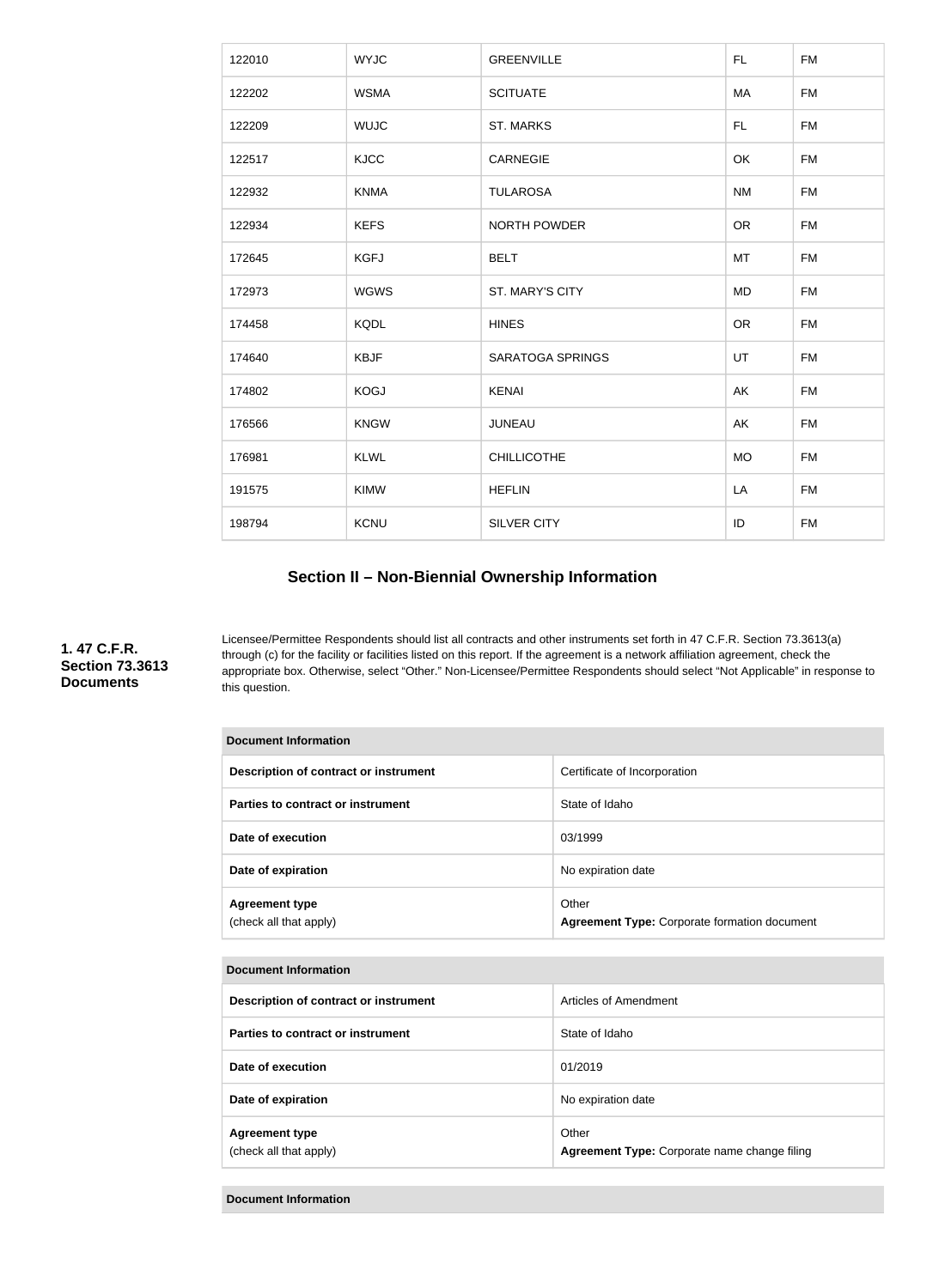| | | | | |
|---|---|---|---|---|
| 122010 | WYJC | GREENVILLE | FL | FM |
| 122202 | WSMA | SCITUATE | MA | FM |
| 122209 | WUJC | ST. MARKS | FL | FM |
| 122517 | KJCC | CARNEGIE | OK | FM |
| 122932 | KNMA | TULAROSA | NM | FM |
| 122934 | KEFS | NORTH POWDER | OR | FM |
| 172645 | KGFJ | BELT | MT | FM |
| 172973 | WGWS | ST. MARY'S CITY | MD | FM |
| 174458 | KQDL | HINES | OR | FM |
| 174640 | KBJF | SARATOGA SPRINGS | UT | FM |
| 174802 | KOGJ | KENAI | AK | FM |
| 176566 | KNGW | JUNEAU | AK | FM |
| 176981 | KLWL | CHILLICOTHE | MO | FM |
| 191575 | KIMW | HEFLIN | LA | FM |
| 198794 | KCNU | SILVER CITY | ID | FM |

## Section II – Non-Biennial Ownership Information

**1. 47 C.F.R. Section 73.3613 Documents**

Licensee/Permittee Respondents should list all contracts and other instruments set forth in 47 C.F.R. Section 73.3613(a) through (c) for the facility or facilities listed on this report. If the agreement is a network affiliation agreement, check the appropriate box. Otherwise, select "Other." Non-Licensee/Permittee Respondents should select "Not Applicable" in response to this question.

| Document Information | |
|---|---|
| **Description of contract or instrument** | Certificate of Incorporation |
| **Parties to contract or instrument** | State of Idaho |
| **Date of execution** | 03/1999 |
| **Date of expiration** | No expiration date |
| **Agreement type** (check all that apply) | Other **Agreement Type:** Corporate formation document |

| Document Information | |
|---|---|
| **Description of contract or instrument** | Articles of Amendment |
| **Parties to contract or instrument** | State of Idaho |
| **Date of execution** | 01/2019 |
| **Date of expiration** | No expiration date |
| **Agreement type** (check all that apply) | Other **Agreement Type:** Corporate name change filing |

| Document Information |
|---|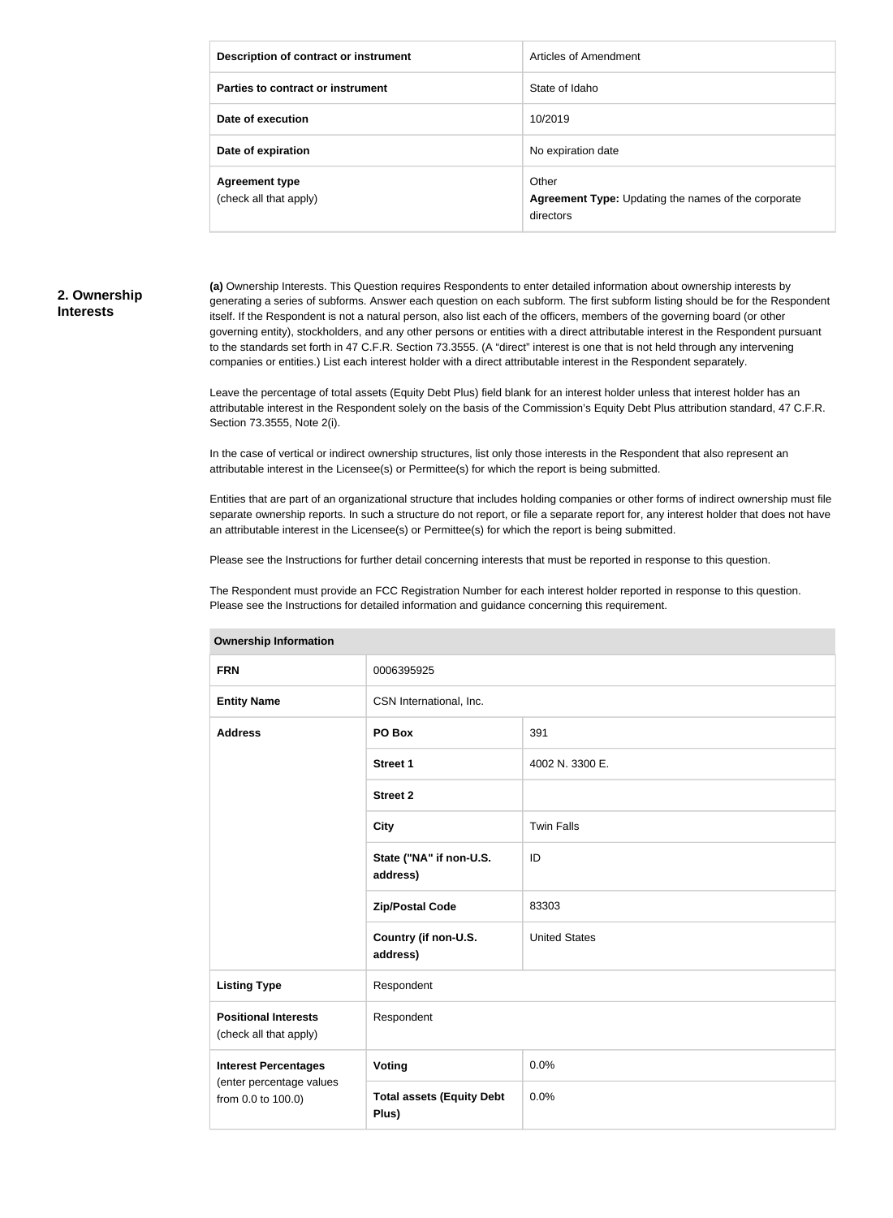| Description of contract or instrument | Articles of Amendment |
|---|---|
| Parties to contract or instrument | State of Idaho |
| Date of execution | 10/2019 |
| Date of expiration | No expiration date |
| **Agreement type** (check all that apply) | Other **Agreement Type:** Updating the names of the corporate directors |

## 2. Ownership Interests

**(a)** Ownership Interests. This Question requires Respondents to enter detailed information about ownership interests by generating a series of subforms. Answer each question on each subform. The first subform listing should be for the Respondent itself. If the Respondent is not a natural person, also list each of the officers, members of the governing board (or other governing entity), stockholders, and any other persons or entities with a direct attributable interest in the Respondent pursuant to the standards set forth in 47 C.F.R. Section 73.3555. (A "direct" interest is one that is not held through any intervening companies or entities.) List each interest holder with a direct attributable interest in the Respondent separately.

Leave the percentage of total assets (Equity Debt Plus) field blank for an interest holder unless that interest holder has an attributable interest in the Respondent solely on the basis of the Commission's Equity Debt Plus attribution standard, 47 C.F.R. Section 73.3555, Note 2(i).

In the case of vertical or indirect ownership structures, list only those interests in the Respondent that also represent an attributable interest in the Licensee(s) or Permittee(s) for which the report is being submitted.

Entities that are part of an organizational structure that includes holding companies or other forms of indirect ownership must file separate ownership reports. In such a structure do not report, or file a separate report for, any interest holder that does not have an attributable interest in the Licensee(s) or Permittee(s) for which the report is being submitted.

Please see the Instructions for further detail concerning interests that must be reported in response to this question.

The Respondent must provide an FCC Registration Number for each interest holder reported in response to this question. Please see the Instructions for detailed information and guidance concerning this requirement.

| Ownership Information | | |
|---|---|---|
| **FRN** | 0006395925 | |
| **Entity Name** | CSN International, Inc. | |
| **Address** | **PO Box** | 391 |
| | **Street 1** | 4002 N. 3300 E. |
| | **Street 2** | |
| | **City** | Twin Falls |
| | **State ("NA" if non-U.S. address)** | ID |
| | **Zip/Postal Code** | 83303 |
| | **Country (if non-U.S. address)** | United States |
| **Listing Type** | Respondent | |
| **Positional Interests** (check all that apply) | Respondent | |
| **Interest Percentages** (enter percentage values from 0.0 to 100.0) | **Voting** | 0.0% |
| | **Total assets (Equity Debt Plus)** | 0.0% |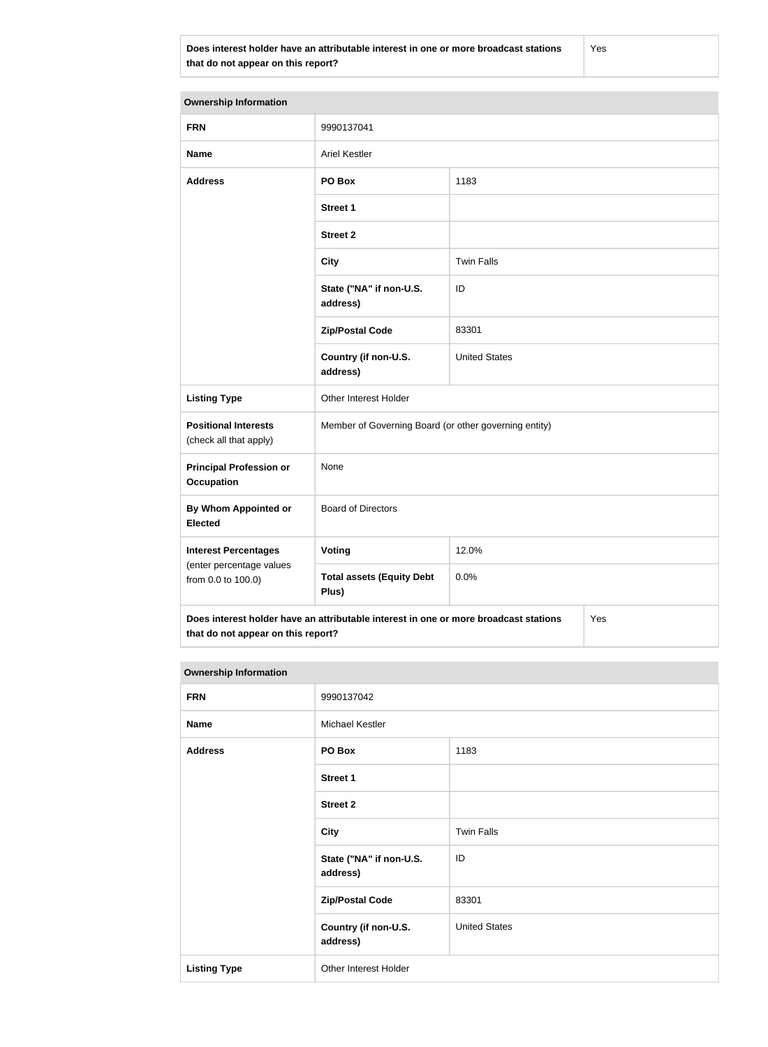| Does interest holder have an attributable interest in one or more broadcast stations that do not appear on this report? | Yes |
|---|---|

| Ownership Information | | |
|---|---|---|
| **FRN** | 9990137041 | |
| **Name** | Ariel Kestler | |
| **Address** | **PO Box** | 1183 |
| | **Street 1** | |
| | **Street 2** | |
| | **City** | Twin Falls |
| | **State ("NA" if non-U.S. address)** | ID |
| | **Zip/Postal Code** | 83301 |
| | **Country (if non-U.S. address)** | United States |
| **Listing Type** | Other Interest Holder | |
| **Positional Interests** (check all that apply) | Member of Governing Board (or other governing entity) | |
| **Principal Profession or Occupation** | None | |
| **By Whom Appointed or Elected** | Board of Directors | |
| **Interest Percentages** (enter percentage values from 0.0 to 100.0) | **Voting** | 12.0% |
| | **Total assets (Equity Debt Plus)** | 0.0% |
| **Does interest holder have an attributable interest in one or more broadcast stations that do not appear on this report?** | | Yes |

| Ownership Information | | |
|---|---|---|
| **FRN** | 9990137042 | |
| **Name** | Michael Kestler | |
| **Address** | **PO Box** | 1183 |
| | **Street 1** | |
| | **Street 2** | |
| | **City** | Twin Falls |
| | **State ("NA" if non-U.S. address)** | ID |
| | **Zip/Postal Code** | 83301 |
| | **Country (if non-U.S. address)** | United States |
| **Listing Type** | Other Interest Holder | |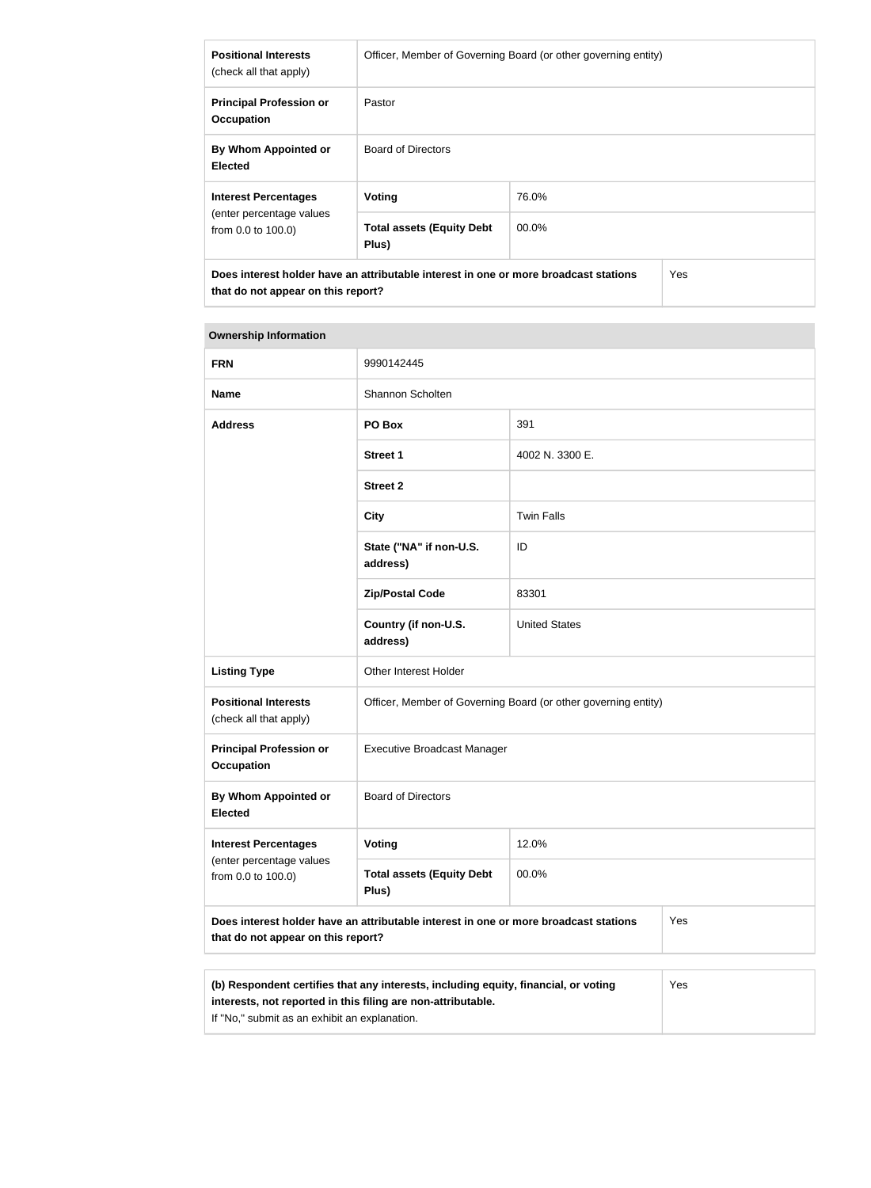| | | |
|---|---|---|
| **Positional Interests** (check all that apply) | Officer, Member of Governing Board (or other governing entity) | |
| **Principal Profession or Occupation** | Pastor | |
| **By Whom Appointed or Elected** | Board of Directors | |
| **Interest Percentages** (enter percentage values from 0.0 to 100.0) | **Voting** | 76.0% |
| | **Total assets (Equity Debt Plus)** | 00.0% |
| **Does interest holder have an attributable interest in one or more broadcast stations that do not appear on this report?** | | Yes |

| **Ownership Information** | | |
|---|---|---|
| **FRN** | 9990142445 | |
| **Name** | Shannon Scholten | |
| **Address** | **PO Box** | 391 |
| | **Street 1** | 4002 N. 3300 E. |
| | **Street 2** | |
| | **City** | Twin Falls |
| | **State ("NA" if non-U.S. address)** | ID |
| | **Zip/Postal Code** | 83301 |
| | **Country (if non-U.S. address)** | United States |
| **Listing Type** | Other Interest Holder | |
| **Positional Interests** (check all that apply) | Officer, Member of Governing Board (or other governing entity) | |
| **Principal Profession or Occupation** | Executive Broadcast Manager | |
| **By Whom Appointed or Elected** | Board of Directors | |
| **Interest Percentages** (enter percentage values from 0.0 to 100.0) | **Voting** | 12.0% |
| | **Total assets (Equity Debt Plus)** | 00.0% |
| **Does interest holder have an attributable interest in one or more broadcast stations that do not appear on this report?** | | Yes |

| | |
|---|---|
| **(b) Respondent certifies that any interests, including equity, financial, or voting interests, not reported in this filing are non-attributable.** If "No," submit as an exhibit an explanation. | Yes |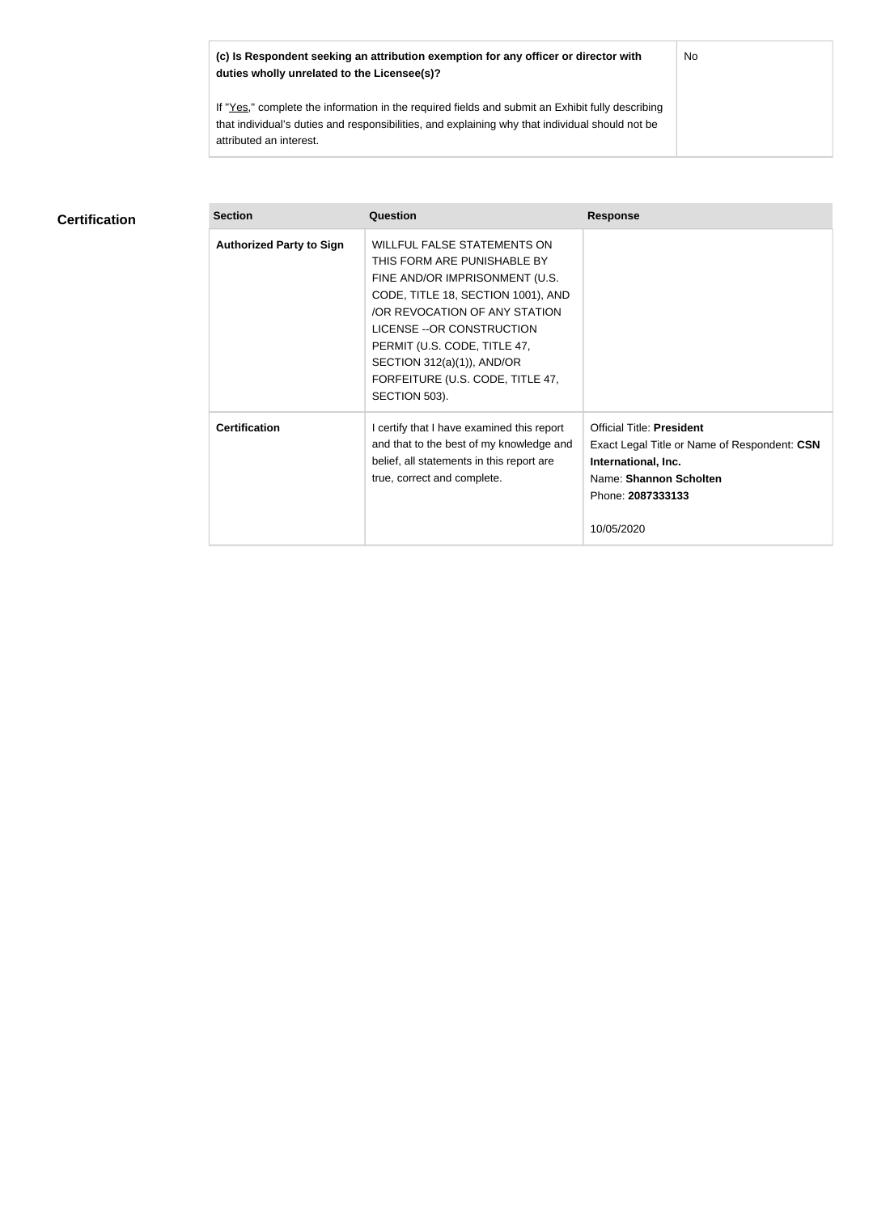| | |
|---|---|
| **(c) Is Respondent seeking an attribution exemption for any officer or director with duties wholly unrelated to the Licensee(s)?**<br><br>If "Yes," complete the information in the required fields and submit an Exhibit fully describing that individual's duties and responsibilities, and explaining why that individual should not be attributed an interest. | No |

## Certification

| Section | Question | Response |
|---|---|---|
| **Authorized Party to Sign** | WILLFUL FALSE STATEMENTS ON THIS FORM ARE PUNISHABLE BY FINE AND/OR IMPRISONMENT (U.S. CODE, TITLE 18, SECTION 1001), AND /OR REVOCATION OF ANY STATION LICENSE --OR CONSTRUCTION PERMIT (U.S. CODE, TITLE 47, SECTION 312(a)(1)), AND/OR FORFEITURE (U.S. CODE, TITLE 47, SECTION 503). | |
| **Certification** | I certify that I have examined this report and that to the best of my knowledge and belief, all statements in this report are true, correct and complete. | Official Title: **President**<br>Exact Legal Title or Name of Respondent: **CSN International, Inc.**<br>Name: **Shannon Scholten**<br>Phone: **2087333133**<br><br>10/05/2020 |